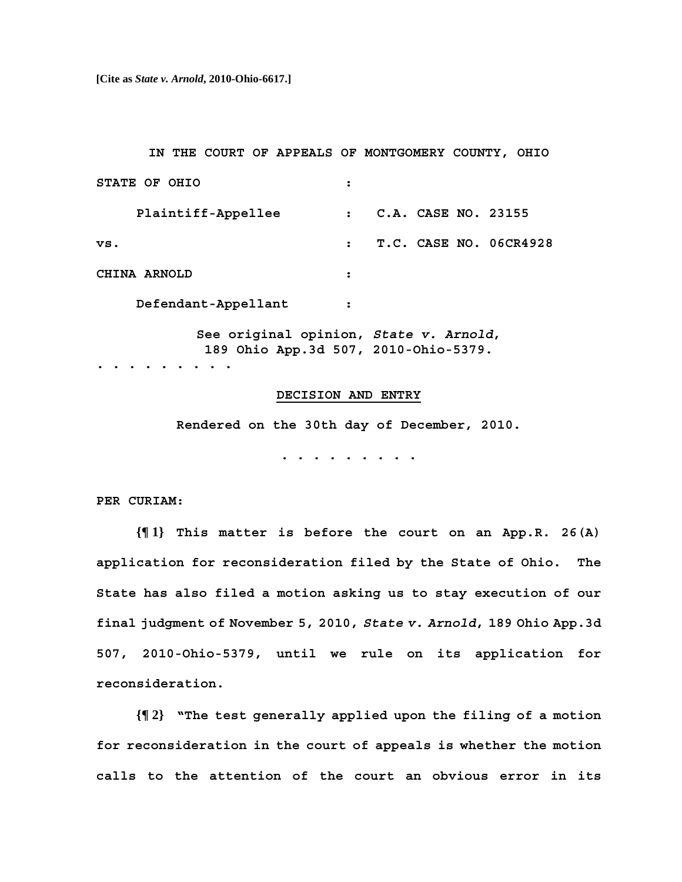**[Cite as *State v. Arnold*, 2010-Ohio-6617.]**

**IN THE COURT OF APPEALS OF MONTGOMERY COUNTY, OHIO**

| | | |
|---|---|---|
| **STATE OF OHIO** | : | |
| **Plaintiff-Appellee** | : | **C.A. CASE NO. 23155** |
| **vs.** | : | **T.C. CASE NO. 06CR4928** |
| **CHINA ARNOLD** | : | |
| **Defendant-Appellant** | : | |

**See original opinion, *State v. Arnold*, 189 Ohio App.3d 507, 2010-Ohio-5379.**

**. . . . . . . . .**

**DECISION AND ENTRY**

**Rendered on the 30th day of December, 2010.**

**. . . . . . . . .**

**PER CURIAM:**

**{¶ 1} This matter is before the court on an App.R. 26(A) application for reconsideration filed by the State of Ohio. The State has also filed a motion asking us to stay execution of our final judgment of November 5, 2010, *State v. Arnold*, 189 Ohio App.3d 507, 2010-Ohio-5379, until we rule on its application for reconsideration.**

**{¶ 2} "The test generally applied upon the filing of a motion for reconsideration in the court of appeals is whether the motion calls to the attention of the court an obvious error in its**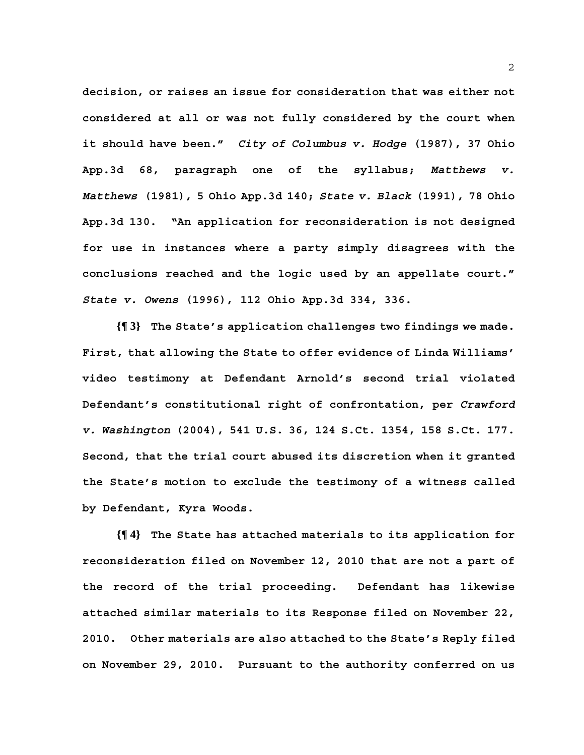decision, or raises an issue for consideration that was either not considered at all or was not fully considered by the court when it should have been." *City of Columbus v. Hodge* (1987), 37 Ohio App.3d 68, paragraph one of the syllabus; *Matthews v. Matthews* (1981), 5 Ohio App.3d 140; *State v. Black* (1991), 78 Ohio App.3d 130. "An application for reconsideration is not designed for use in instances where a party simply disagrees with the conclusions reached and the logic used by an appellate court." *State v. Owens* (1996), 112 Ohio App.3d 334, 336.

**{¶ 3}** The State's application challenges two findings we made. First, that allowing the State to offer evidence of Linda Williams' video testimony at Defendant Arnold's second trial violated Defendant's constitutional right of confrontation, per *Crawford v. Washington* (2004), 541 U.S. 36, 124 S.Ct. 1354, 158 S.Ct. 177. Second, that the trial court abused its discretion when it granted the State's motion to exclude the testimony of a witness called by Defendant, Kyra Woods.

**{¶ 4}** The State has attached materials to its application for reconsideration filed on November 12, 2010 that are not a part of the record of the trial proceeding. Defendant has likewise attached similar materials to its Response filed on November 22, 2010. Other materials are also attached to the State's Reply filed on November 29, 2010. Pursuant to the authority conferred on us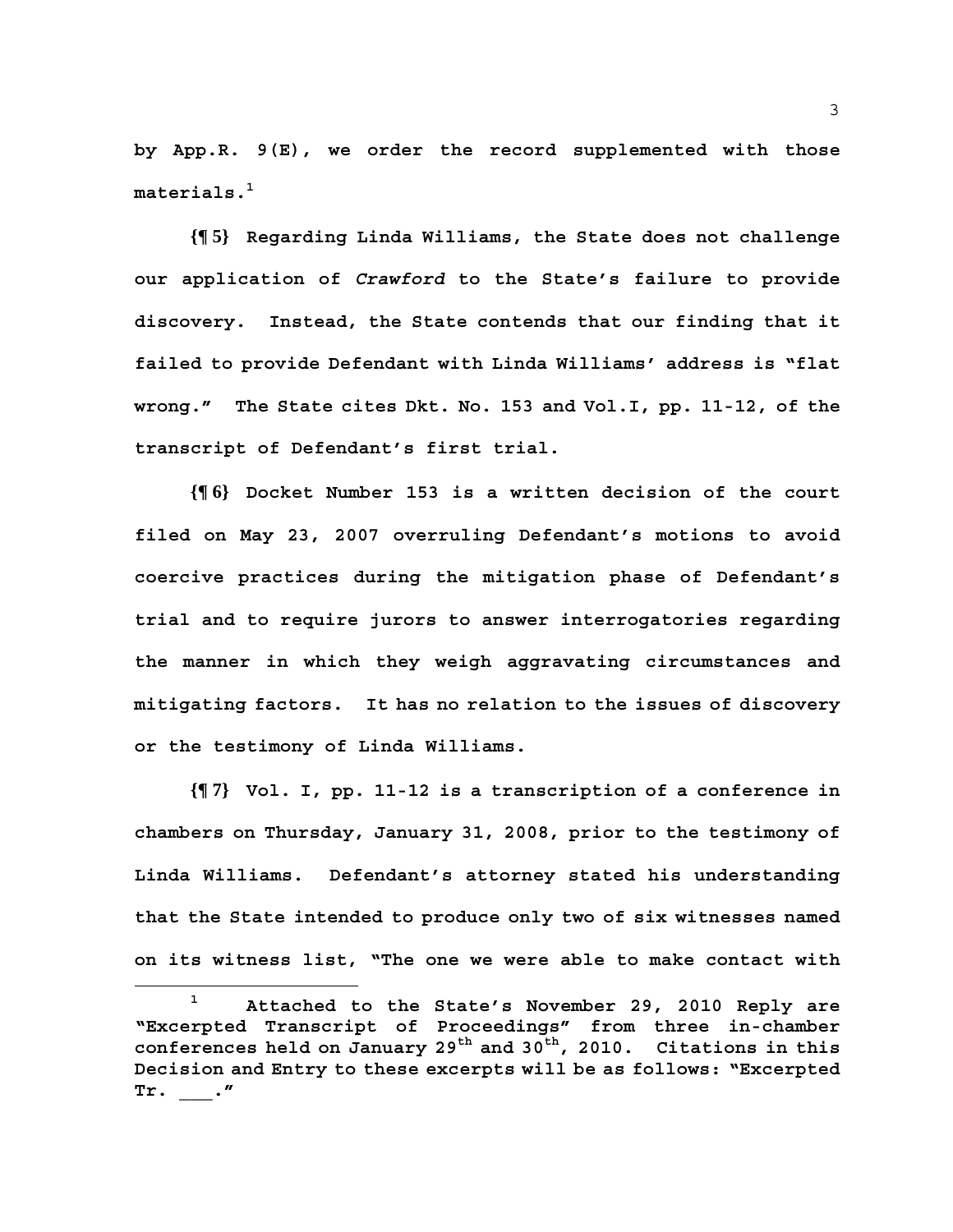by App.R. 9(E), we order the record supplemented with those materials.[1]

**{¶ 5}** Regarding Linda Williams, the State does not challenge our application of *Crawford* to the State's failure to provide discovery. Instead, the State contends that our finding that it failed to provide Defendant with Linda Williams' address is "flat wrong." The State cites Dkt. No. 153 and Vol.I, pp. 11-12, of the transcript of Defendant's first trial.

**{¶ 6}** Docket Number 153 is a written decision of the court filed on May 23, 2007 overruling Defendant's motions to avoid coercive practices during the mitigation phase of Defendant's trial and to require jurors to answer interrogatories regarding the manner in which they weigh aggravating circumstances and mitigating factors. It has no relation to the issues of discovery or the testimony of Linda Williams.

**{¶ 7}** Vol. I, pp. 11-12 is a transcription of a conference in chambers on Thursday, January 31, 2008, prior to the testimony of Linda Williams. Defendant's attorney stated his understanding that the State intended to produce only two of six witnesses named on its witness list, "The one we were able to make contact with

---

[1] Attached to the State's November 29, 2010 Reply are "Excerpted Transcript of Proceedings" from three in-chamber conferences held on January 29th and 30th, 2010. Citations in this Decision and Entry to these excerpts will be as follows: "Excerpted Tr. ___."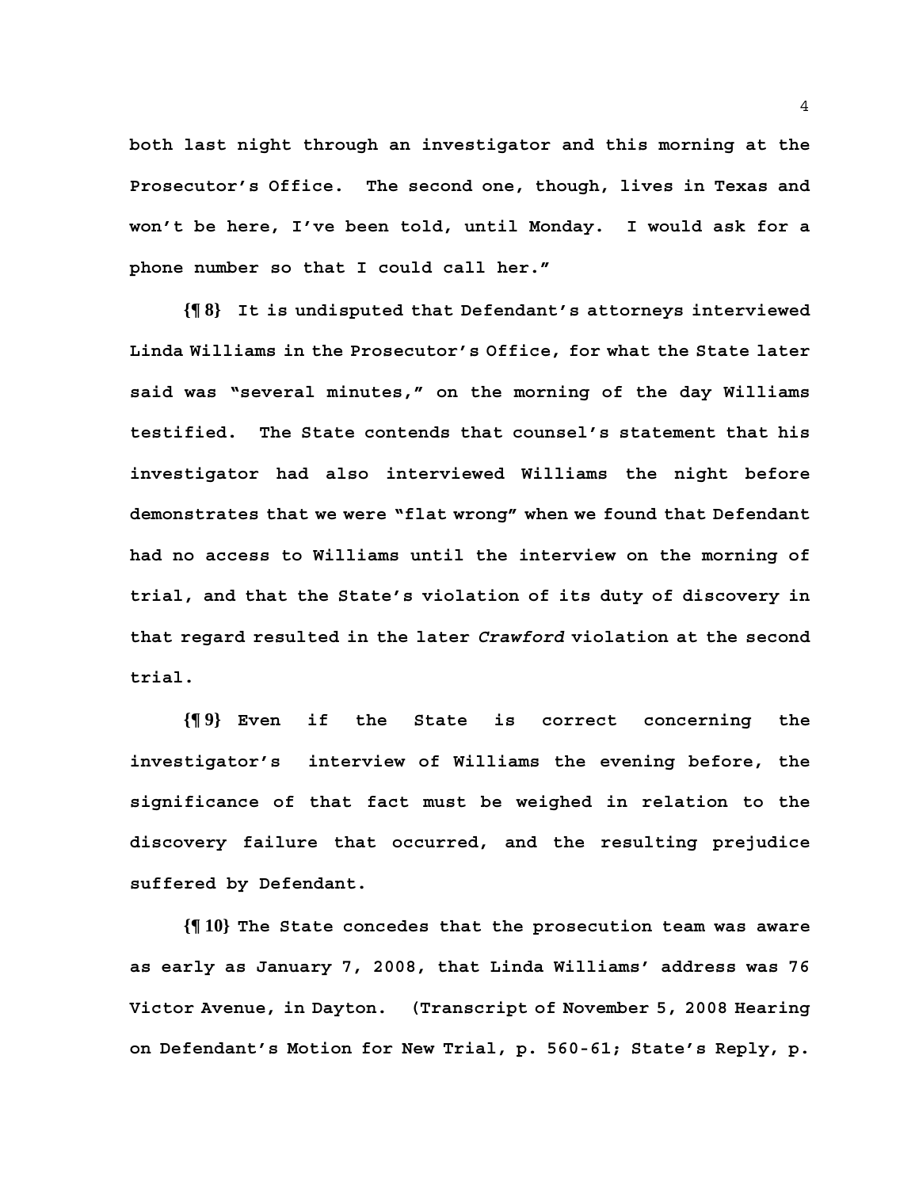**both last night through an investigator and this morning at the Prosecutor's Office. The second one, though, lives in Texas and won't be here, I've been told, until Monday. I would ask for a phone number so that I could call her."**

**{¶ 8} It is undisputed that Defendant's attorneys interviewed Linda Williams in the Prosecutor's Office, for what the State later said was "several minutes," on the morning of the day Williams testified. The State contends that counsel's statement that his investigator had also interviewed Williams the night before demonstrates that we were "flat wrong" when we found that Defendant had no access to Williams until the interview on the morning of trial, and that the State's violation of its duty of discovery in that regard resulted in the later *Crawford* violation at the second trial.**

**{¶ 9} Even if the State is correct concerning the investigator's interview of Williams the evening before, the significance of that fact must be weighed in relation to the discovery failure that occurred, and the resulting prejudice suffered by Defendant.**

**{¶ 10} The State concedes that the prosecution team was aware as early as January 7, 2008, that Linda Williams' address was 76 Victor Avenue, in Dayton. (Transcript of November 5, 2008 Hearing on Defendant's Motion for New Trial, p. 560-61; State's Reply, p.**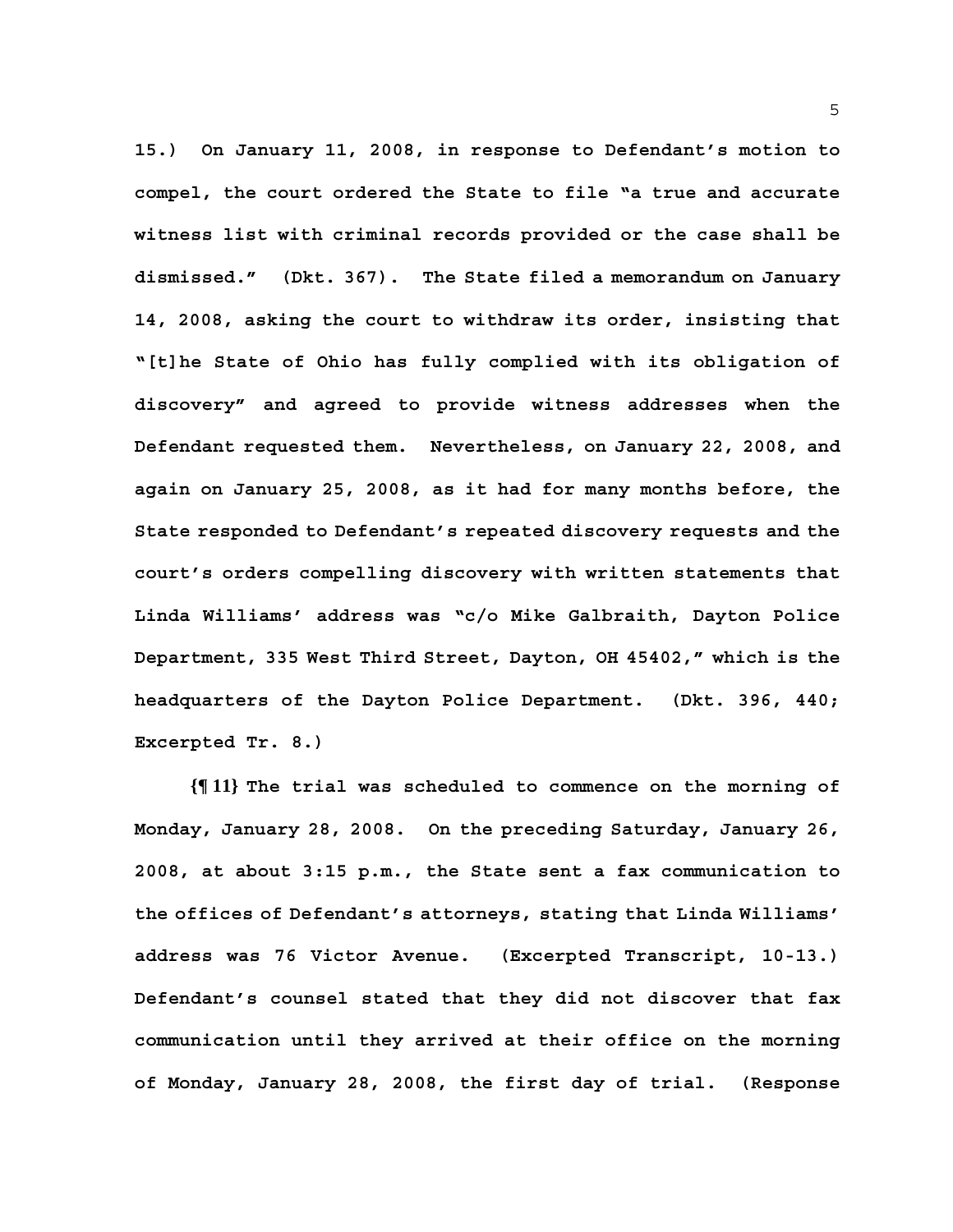**15.) On January 11, 2008, in response to Defendant's motion to compel, the court ordered the State to file "a true and accurate witness list with criminal records provided or the case shall be dismissed." (Dkt. 367). The State filed a memorandum on January 14, 2008, asking the court to withdraw its order, insisting that "[t]he State of Ohio has fully complied with its obligation of discovery" and agreed to provide witness addresses when the Defendant requested them. Nevertheless, on January 22, 2008, and again on January 25, 2008, as it had for many months before, the State responded to Defendant's repeated discovery requests and the court's orders compelling discovery with written statements that Linda Williams' address was "c/o Mike Galbraith, Dayton Police Department, 335 West Third Street, Dayton, OH 45402," which is the headquarters of the Dayton Police Department. (Dkt. 396, 440; Excerpted Tr. 8.)**

**{¶ 11} The trial was scheduled to commence on the morning of Monday, January 28, 2008. On the preceding Saturday, January 26, 2008, at about 3:15 p.m., the State sent a fax communication to the offices of Defendant's attorneys, stating that Linda Williams' address was 76 Victor Avenue. (Excerpted Transcript, 10-13.) Defendant's counsel stated that they did not discover that fax communication until they arrived at their office on the morning of Monday, January 28, 2008, the first day of trial. (Response**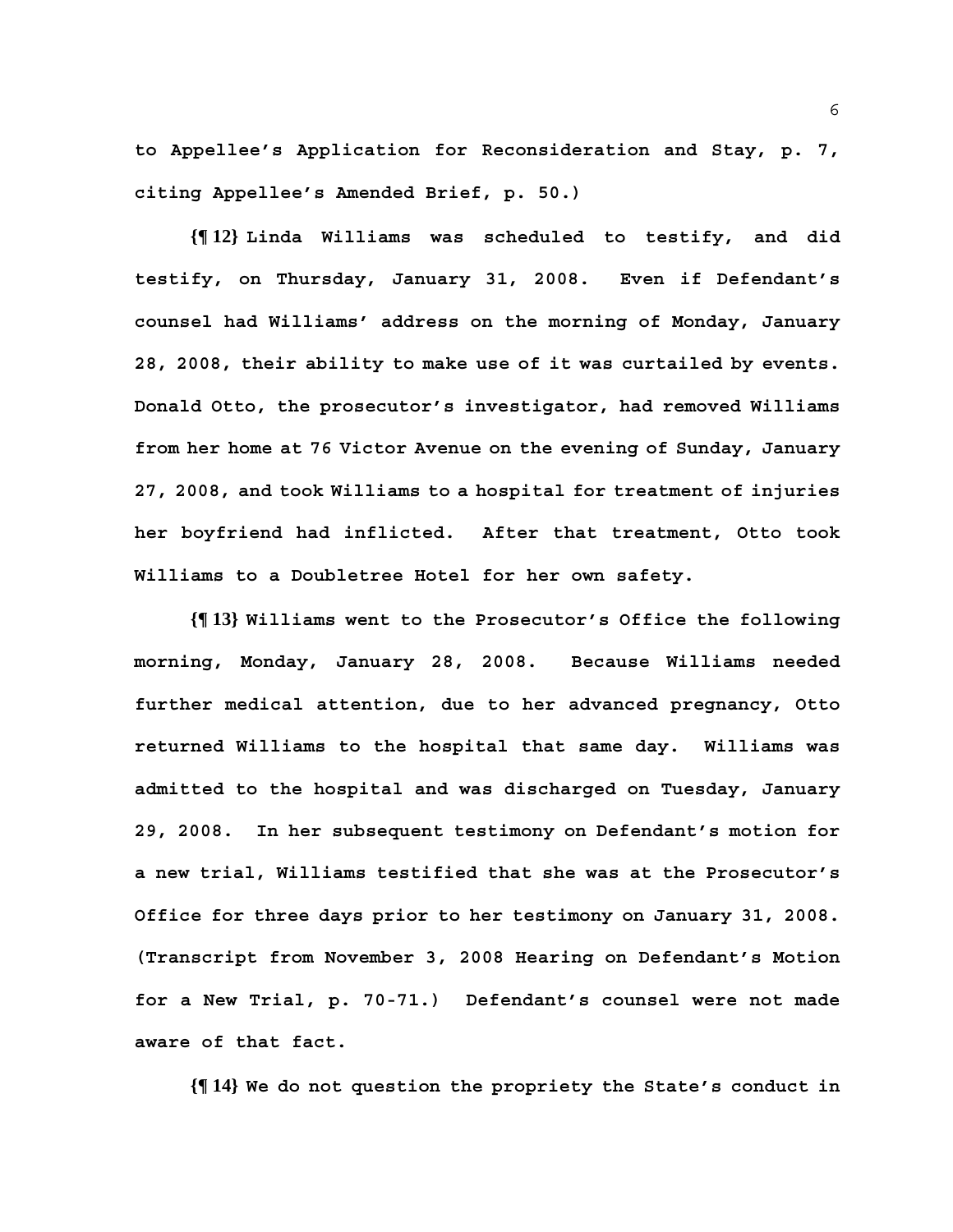to Appellee's Application for Reconsideration and Stay, p. 7, citing Appellee's Amended Brief, p. 50.)

**{¶ 12}** Linda Williams was scheduled to testify, and did testify, on Thursday, January 31, 2008. Even if Defendant's counsel had Williams' address on the morning of Monday, January 28, 2008, their ability to make use of it was curtailed by events. Donald Otto, the prosecutor's investigator, had removed Williams from her home at 76 Victor Avenue on the evening of Sunday, January 27, 2008, and took Williams to a hospital for treatment of injuries her boyfriend had inflicted. After that treatment, Otto took Williams to a Doubletree Hotel for her own safety.

**{¶ 13}** Williams went to the Prosecutor's Office the following morning, Monday, January 28, 2008. Because Williams needed further medical attention, due to her advanced pregnancy, Otto returned Williams to the hospital that same day. Williams was admitted to the hospital and was discharged on Tuesday, January 29, 2008. In her subsequent testimony on Defendant's motion for a new trial, Williams testified that she was at the Prosecutor's Office for three days prior to her testimony on January 31, 2008. (Transcript from November 3, 2008 Hearing on Defendant's Motion for a New Trial, p. 70-71.) Defendant's counsel were not made aware of that fact.

**{¶ 14}** We do not question the propriety the State's conduct in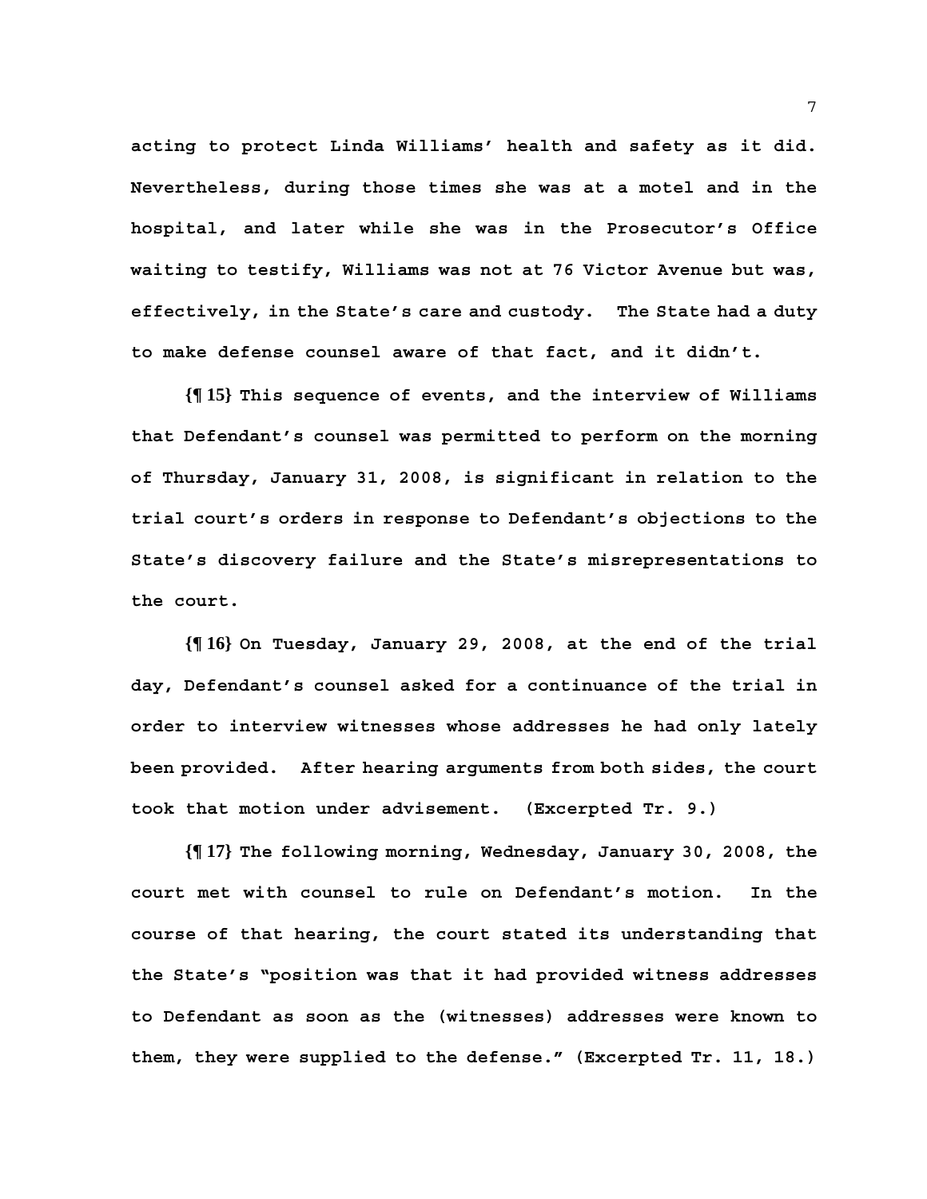acting to protect Linda Williams' health and safety as it did. Nevertheless, during those times she was at a motel and in the hospital, and later while she was in the Prosecutor's Office waiting to testify, Williams was not at 76 Victor Avenue but was, effectively, in the State's care and custody. The State had a duty to make defense counsel aware of that fact, and it didn't.

**{¶ 15}** This sequence of events, and the interview of Williams that Defendant's counsel was permitted to perform on the morning of Thursday, January 31, 2008, is significant in relation to the trial court's orders in response to Defendant's objections to the State's discovery failure and the State's misrepresentations to the court.

**{¶ 16}** On Tuesday, January 29, 2008, at the end of the trial day, Defendant's counsel asked for a continuance of the trial in order to interview witnesses whose addresses he had only lately been provided. After hearing arguments from both sides, the court took that motion under advisement. (Excerpted Tr. 9.)

**{¶ 17}** The following morning, Wednesday, January 30, 2008, the court met with counsel to rule on Defendant's motion. In the course of that hearing, the court stated its understanding that the State's "position was that it had provided witness addresses to Defendant as soon as the (witnesses) addresses were known to them, they were supplied to the defense." (Excerpted Tr. 11, 18.)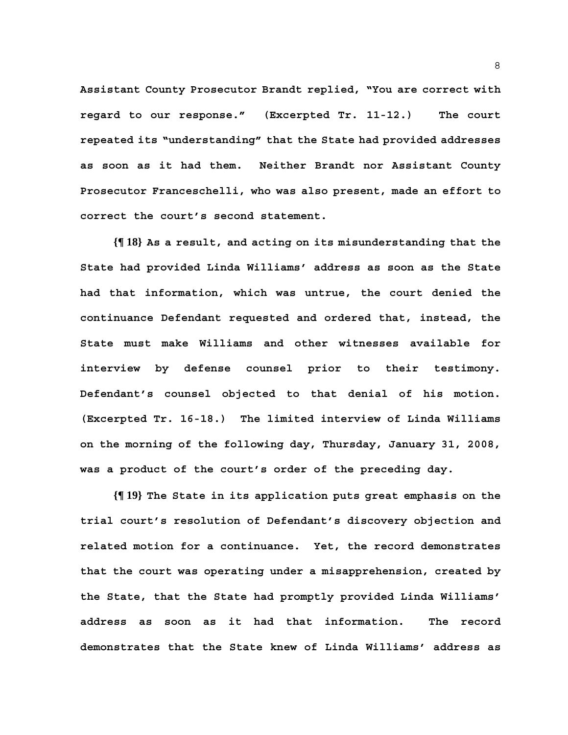Assistant County Prosecutor Brandt replied, "You are correct with regard to our response." (Excerpted Tr. 11-12.) The court repeated its "understanding" that the State had provided addresses as soon as it had them. Neither Brandt nor Assistant County Prosecutor Franceschelli, who was also present, made an effort to correct the court's second statement.

**{¶ 18}** As a result, and acting on its misunderstanding that the State had provided Linda Williams' address as soon as the State had that information, which was untrue, the court denied the continuance Defendant requested and ordered that, instead, the State must make Williams and other witnesses available for interview by defense counsel prior to their testimony. Defendant's counsel objected to that denial of his motion. (Excerpted Tr. 16-18.) The limited interview of Linda Williams on the morning of the following day, Thursday, January 31, 2008, was a product of the court's order of the preceding day.

**{¶ 19}** The State in its application puts great emphasis on the trial court's resolution of Defendant's discovery objection and related motion for a continuance. Yet, the record demonstrates that the court was operating under a misapprehension, created by the State, that the State had promptly provided Linda Williams' address as soon as it had that information. The record demonstrates that the State knew of Linda Williams' address as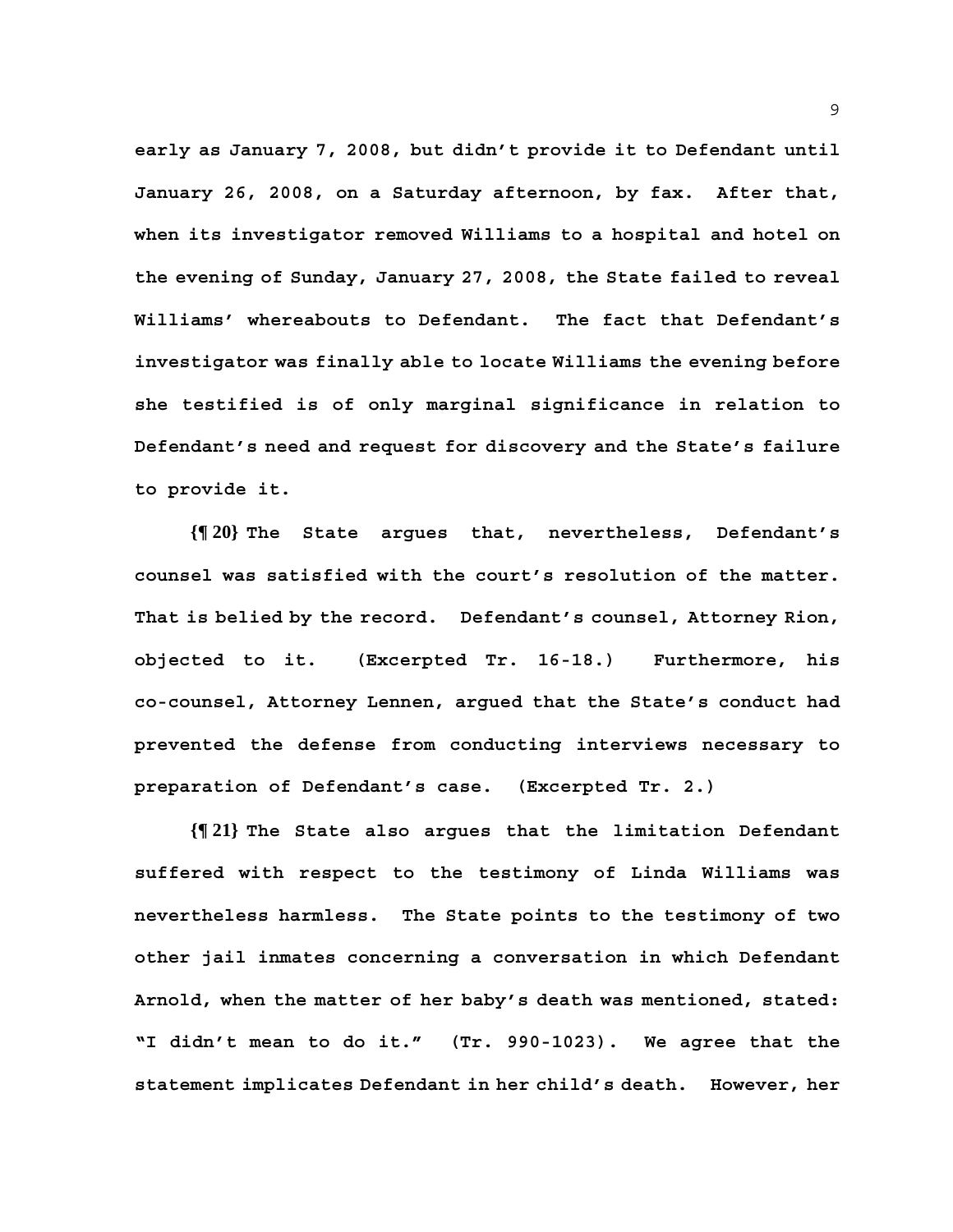early as January 7, 2008, but didn't provide it to Defendant until January 26, 2008, on a Saturday afternoon, by fax. After that, when its investigator removed Williams to a hospital and hotel on the evening of Sunday, January 27, 2008, the State failed to reveal Williams' whereabouts to Defendant. The fact that Defendant's investigator was finally able to locate Williams the evening before she testified is of only marginal significance in relation to Defendant's need and request for discovery and the State's failure to provide it.

**{¶ 20}** The State argues that, nevertheless, Defendant's counsel was satisfied with the court's resolution of the matter. That is belied by the record. Defendant's counsel, Attorney Rion, objected to it. (Excerpted Tr. 16-18.) Furthermore, his co-counsel, Attorney Lennen, argued that the State's conduct had prevented the defense from conducting interviews necessary to preparation of Defendant's case. (Excerpted Tr. 2.)

**{¶ 21}** The State also argues that the limitation Defendant suffered with respect to the testimony of Linda Williams was nevertheless harmless. The State points to the testimony of two other jail inmates concerning a conversation in which Defendant Arnold, when the matter of her baby's death was mentioned, stated: "I didn't mean to do it." (Tr. 990-1023). We agree that the statement implicates Defendant in her child's death. However, her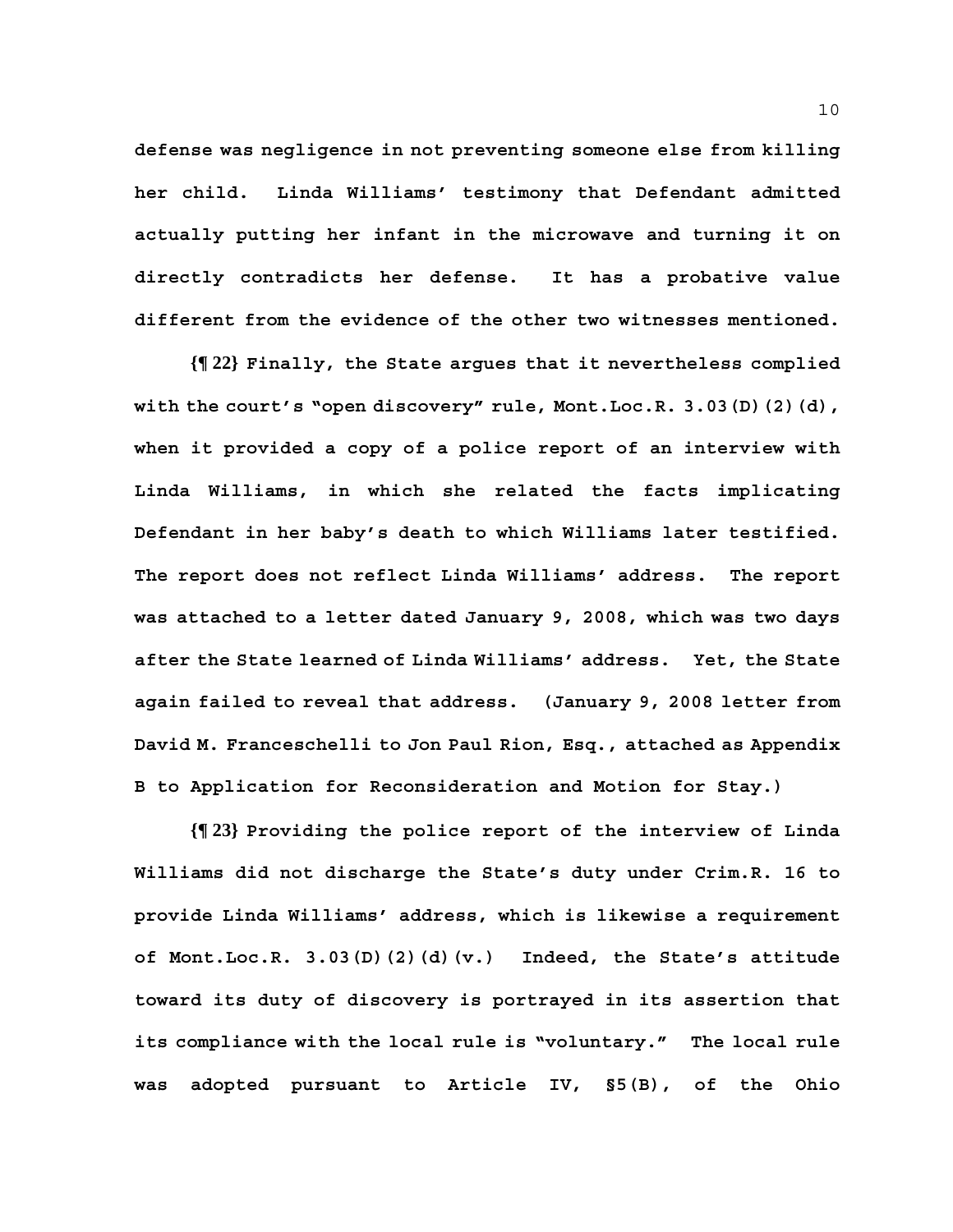defense was negligence in not preventing someone else from killing her child. Linda Williams' testimony that Defendant admitted actually putting her infant in the microwave and turning it on directly contradicts her defense. It has a probative value different from the evidence of the other two witnesses mentioned.

**{¶ 22}** Finally, the State argues that it nevertheless complied with the court's "open discovery" rule, Mont.Loc.R. 3.03(D)(2)(d), when it provided a copy of a police report of an interview with Linda Williams, in which she related the facts implicating Defendant in her baby's death to which Williams later testified. The report does not reflect Linda Williams' address. The report was attached to a letter dated January 9, 2008, which was two days after the State learned of Linda Williams' address. Yet, the State again failed to reveal that address. (January 9, 2008 letter from David M. Franceschelli to Jon Paul Rion, Esq., attached as Appendix B to Application for Reconsideration and Motion for Stay.)

**{¶ 23}** Providing the police report of the interview of Linda Williams did not discharge the State's duty under Crim.R. 16 to provide Linda Williams' address, which is likewise a requirement of Mont.Loc.R. 3.03(D)(2)(d)(v.) Indeed, the State's attitude toward its duty of discovery is portrayed in its assertion that its compliance with the local rule is "voluntary." The local rule was adopted pursuant to Article IV, §5(B), of the Ohio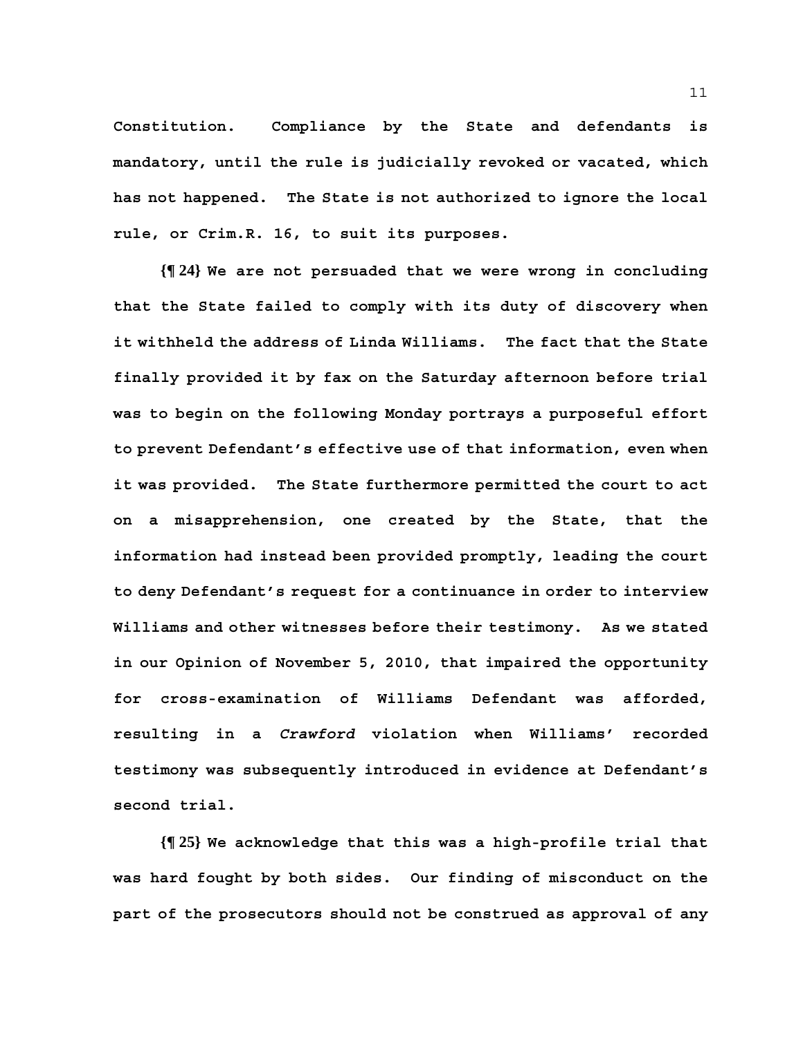**Constitution. Compliance by the State and defendants is mandatory, until the rule is judicially revoked or vacated, which has not happened. The State is not authorized to ignore the local rule, or Crim.R. 16, to suit its purposes.**

**{¶ 24} We are not persuaded that we were wrong in concluding that the State failed to comply with its duty of discovery when it withheld the address of Linda Williams. The fact that the State finally provided it by fax on the Saturday afternoon before trial was to begin on the following Monday portrays a purposeful effort to prevent Defendant's effective use of that information, even when it was provided. The State furthermore permitted the court to act on a misapprehension, one created by the State, that the information had instead been provided promptly, leading the court to deny Defendant's request for a continuance in order to interview Williams and other witnesses before their testimony. As we stated in our Opinion of November 5, 2010, that impaired the opportunity for cross-examination of Williams Defendant was afforded, resulting in a *Crawford* violation when Williams' recorded testimony was subsequently introduced in evidence at Defendant's second trial.**

**{¶ 25} We acknowledge that this was a high-profile trial that was hard fought by both sides. Our finding of misconduct on the part of the prosecutors should not be construed as approval of any**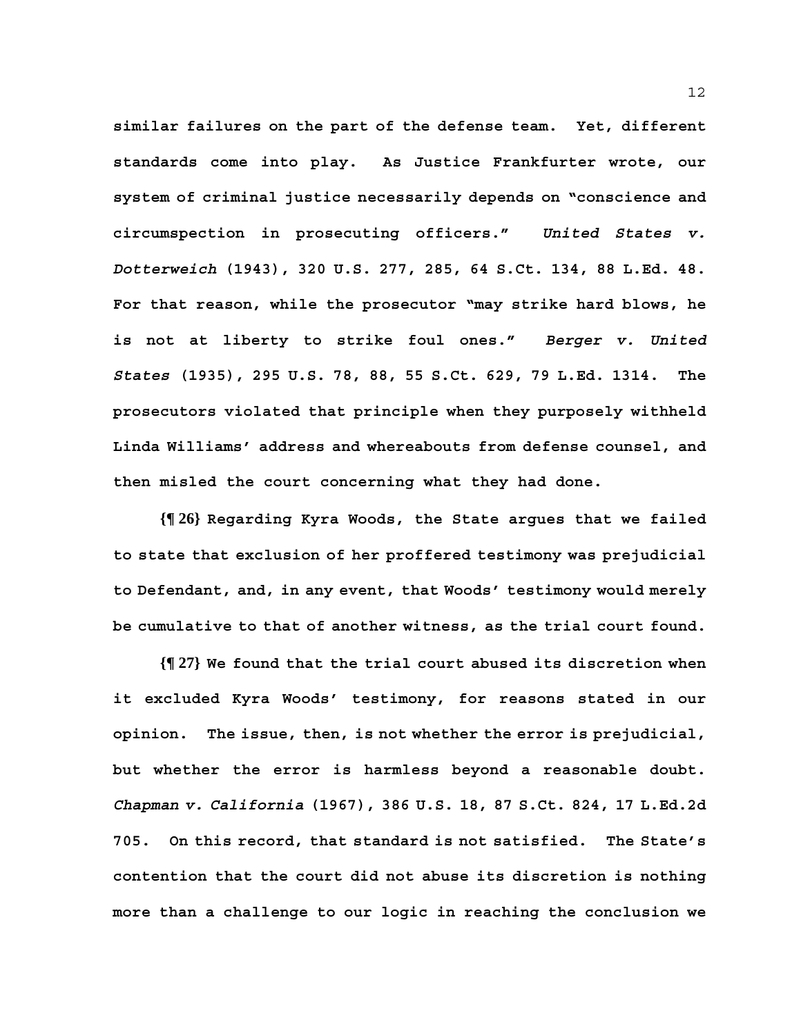similar failures on the part of the defense team. Yet, different standards come into play. As Justice Frankfurter wrote, our system of criminal justice necessarily depends on "conscience and circumspection in prosecuting officers." *United States v. Dotterweich* (1943), 320 U.S. 277, 285, 64 S.Ct. 134, 88 L.Ed. 48. For that reason, while the prosecutor "may strike hard blows, he is not at liberty to strike foul ones." *Berger v. United States* (1935), 295 U.S. 78, 88, 55 S.Ct. 629, 79 L.Ed. 1314. The prosecutors violated that principle when they purposely withheld Linda Williams' address and whereabouts from defense counsel, and then misled the court concerning what they had done.

{¶ 26} Regarding Kyra Woods, the State argues that we failed to state that exclusion of her proffered testimony was prejudicial to Defendant, and, in any event, that Woods' testimony would merely be cumulative to that of another witness, as the trial court found.

{¶ 27} We found that the trial court abused its discretion when it excluded Kyra Woods' testimony, for reasons stated in our opinion. The issue, then, is not whether the error is prejudicial, but whether the error is harmless beyond a reasonable doubt. *Chapman v. California* (1967), 386 U.S. 18, 87 S.Ct. 824, 17 L.Ed.2d 705. On this record, that standard is not satisfied. The State's contention that the court did not abuse its discretion is nothing more than a challenge to our logic in reaching the conclusion we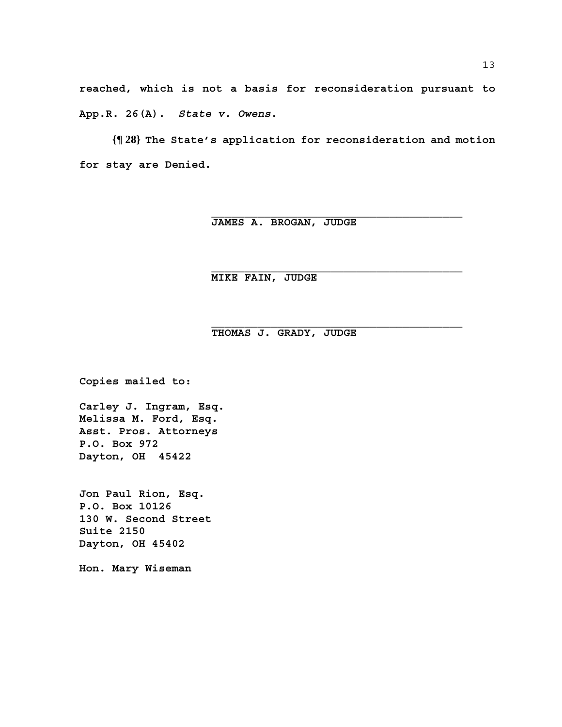**reached, which is not a basis for reconsideration pursuant to App.R. 26(A).** ***State v. Owens*****.**

**{¶ 28} The State's application for reconsideration and motion for stay are Denied.**

**JAMES A. BROGAN, JUDGE**

**MIKE FAIN, JUDGE**

**THOMAS J. GRADY, JUDGE**

**Copies mailed to:**

**Carley J. Ingram, Esq.**
**Melissa M. Ford, Esq.**
**Asst. Pros. Attorneys**
**P.O. Box 972**
**Dayton, OH 45422**

**Jon Paul Rion, Esq.**
**P.O. Box 10126**
**130 W. Second Street**
**Suite 2150**
**Dayton, OH 45402**

**Hon. Mary Wiseman**